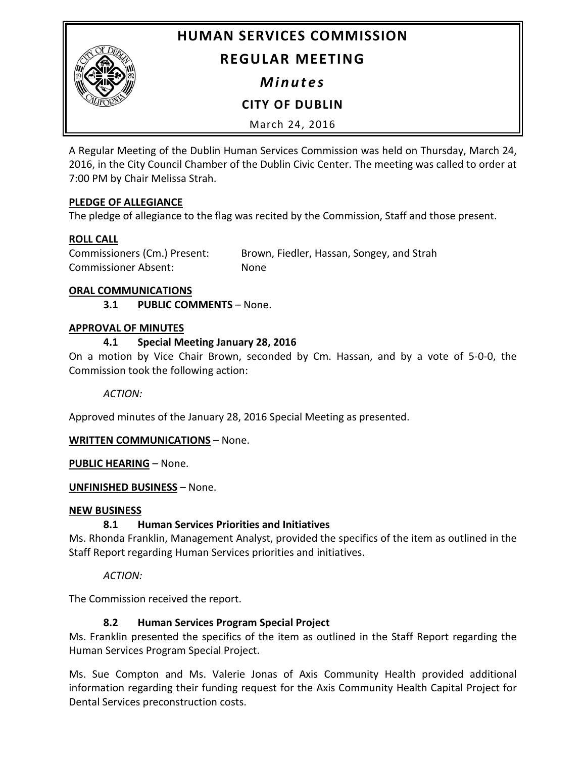# HUMAN SERVICES COMMISSION

## REGULAR MEETING

### *Minutes*

### CITY OF DUBLIN

March 24, 2016

A Regular Meeting of the Dublin Human Services Commission was held on Thursday, March 24, 2016, in the City Council Chamber of the Dublin Civic Center. The meeting was called to order at 7:00 PM by Chair Melissa Strah.

**PLEDGE OF ALLEGIANCE**

The pledge of allegiance to the flag was recited by the Commission, Staff and those present.

**ROLL CALL**

Commissioners (Cm.) Present: Brown, Fiedler, Hassan, Songey, and Strah

Commissioner Absent: None

**ORAL COMMUNICATIONS**

**3.1 PUBLIC COMMENTS** – None.

**APPROVAL OF MINUTES**

**4.1 Special Meeting January 28, 2016**

On a motion by Vice Chair Brown, seconded by Cm. Hassan, and by a vote of 5-0-0, the Commission took the following action:

*ACTION:*

Approved minutes of the January 28, 2016 Special Meeting as presented.

**WRITTEN COMMUNICATIONS** – None.

**PUBLIC HEARING** – None.

**UNFINISHED BUSINESS** – None.

**NEW BUSINESS**

**8.1 Human Services Priorities and Initiatives**

Ms. Rhonda Franklin, Management Analyst, provided the specifics of the item as outlined in the Staff Report regarding Human Services priorities and initiatives.

*ACTION:*

The Commission received the report.

**8.2 Human Services Program Special Project**

Ms. Franklin presented the specifics of the item as outlined in the Staff Report regarding the Human Services Program Special Project.

Ms. Sue Compton and Ms. Valerie Jonas of Axis Community Health provided additional information regarding their funding request for the Axis Community Health Capital Project for Dental Services preconstruction costs.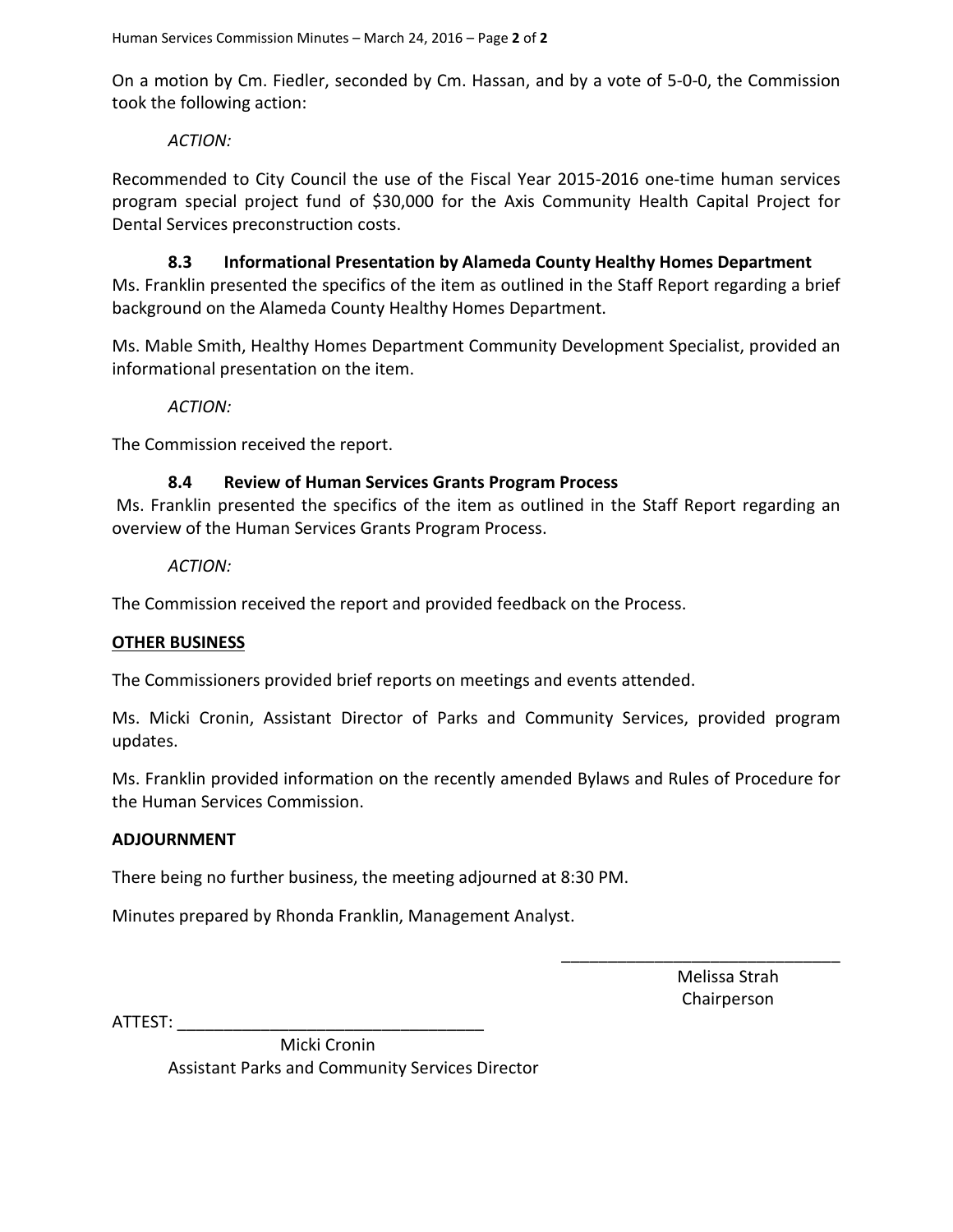On a motion by Cm. Fiedler, seconded by Cm. Hassan, and by a vote of 5-0-0, the Commission took the following action:

*ACTION:*

Recommended to City Council the use of the Fiscal Year 2015-2016 one-time human services program special project fund of $30,000 for the Axis Community Health Capital Project for Dental Services preconstruction costs.

### 8.3 Informational Presentation by Alameda County Healthy Homes Department

Ms. Franklin presented the specifics of the item as outlined in the Staff Report regarding a brief background on the Alameda County Healthy Homes Department.

Ms. Mable Smith, Healthy Homes Department Community Development Specialist, provided an informational presentation on the item.

*ACTION:*

The Commission received the report.

### 8.4 Review of Human Services Grants Program Process

Ms. Franklin presented the specifics of the item as outlined in the Staff Report regarding an overview of the Human Services Grants Program Process.

*ACTION:*

The Commission received the report and provided feedback on the Process.

## OTHER BUSINESS

The Commissioners provided brief reports on meetings and events attended.

Ms. Micki Cronin, Assistant Director of Parks and Community Services, provided program updates.

Ms. Franklin provided information on the recently amended Bylaws and Rules of Procedure for the Human Services Commission.

## ADJOURNMENT

There being no further business, the meeting adjourned at 8:30 PM.

Minutes prepared by Rhonda Franklin, Management Analyst.

______________________________
Melissa Strah
Chairperson

ATTEST: ________________________________
Micki Cronin
Assistant Parks and Community Services Director